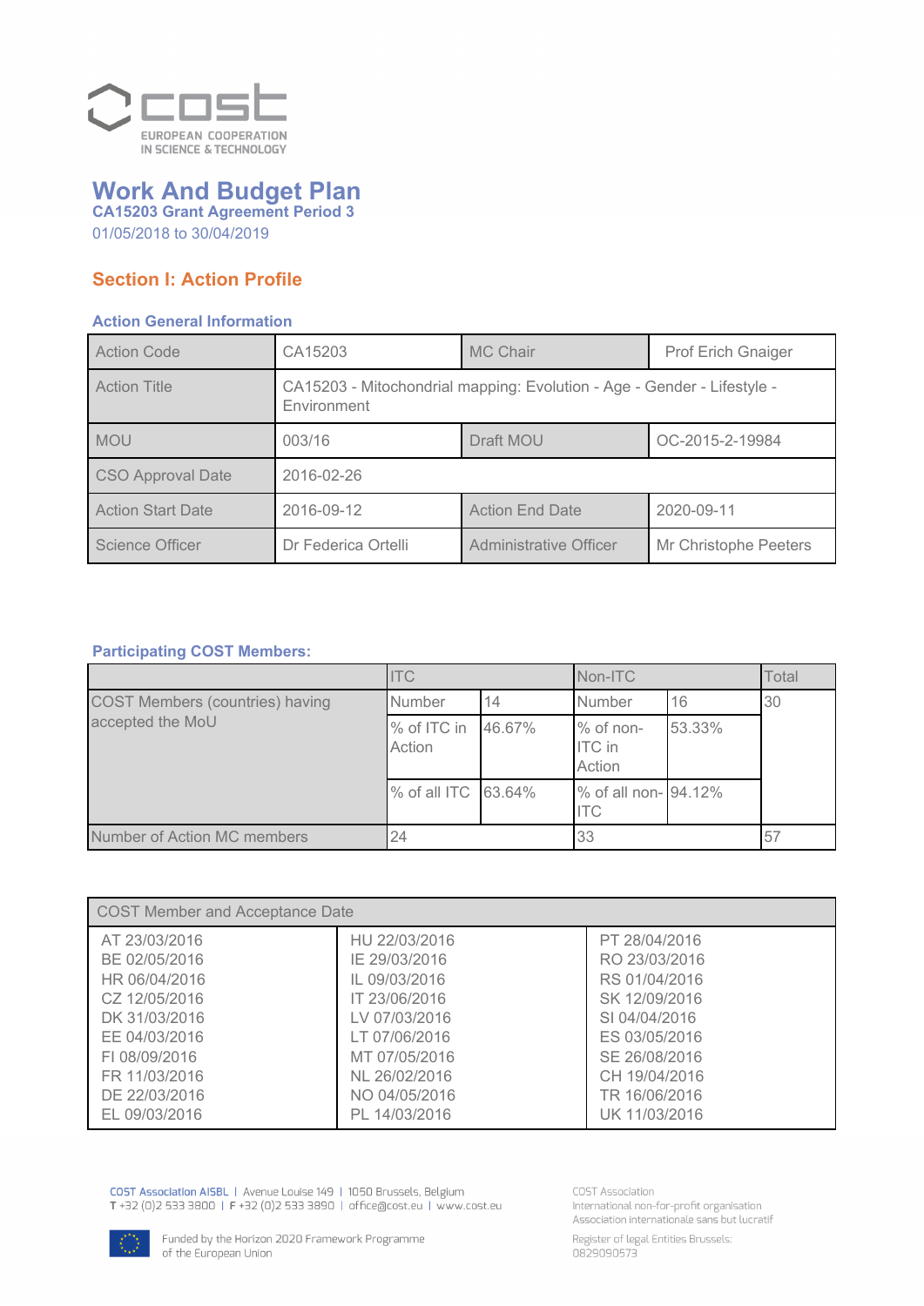# Work And Budget Plan

**CA15203 Grant Agreement Period 3**

01/05/2018 to 30/04/2019

## Section I: Action Profile

### Action General Information

| Action Code | CA15203 | MC Chair | Prof Erich Gnaiger |
|---|---|---|---|
| Action Title | CA15203 - Mitochondrial mapping: Evolution - Age - Gender - Lifestyle - Environment | | |
| MOU | 003/16 | Draft MOU | OC-2015-2-19984 |
| CSO Approval Date | 2016-02-26 | | |
| Action Start Date | 2016-09-12 | Action End Date | 2020-09-11 |
| Science Officer | Dr Federica Ortelli | Administrative Officer | Mr Christophe Peeters |

### Participating COST Members:

| | ITC | | Non-ITC | | Total |
|---|---|---|---|---|---|
| COST Members (countries) having accepted the MoU | Number | 14 | Number | 16 | 30 |
| | % of ITC in Action | 46.67% | % of non-ITC in Action | 53.33% | |
| | % of all ITC | 63.64% | % of all non-ITC | 94.12% | |
| Number of Action MC members | 24 | | 33 | | 57 |

| COST Member and Acceptance Date | | |
|---|---|---|
| AT 23/03/2016 | HU 22/03/2016 | PT 28/04/2016 |
| BE 02/05/2016 | IE 29/03/2016 | RO 23/03/2016 |
| HR 06/04/2016 | IL 09/03/2016 | RS 01/04/2016 |
| CZ 12/05/2016 | IT 23/06/2016 | SK 12/09/2016 |
| DK 31/03/2016 | LV 07/03/2016 | SI 04/04/2016 |
| EE 04/03/2016 | LT 07/06/2016 | ES 03/05/2016 |
| FI 08/09/2016 | MT 07/05/2016 | SE 26/08/2016 |
| FR 11/03/2016 | NL 26/02/2016 | CH 19/04/2016 |
| DE 22/03/2016 | NO 04/05/2016 | TR 16/06/2016 |
| EL 09/03/2016 | PL 14/03/2016 | UK 11/03/2016 |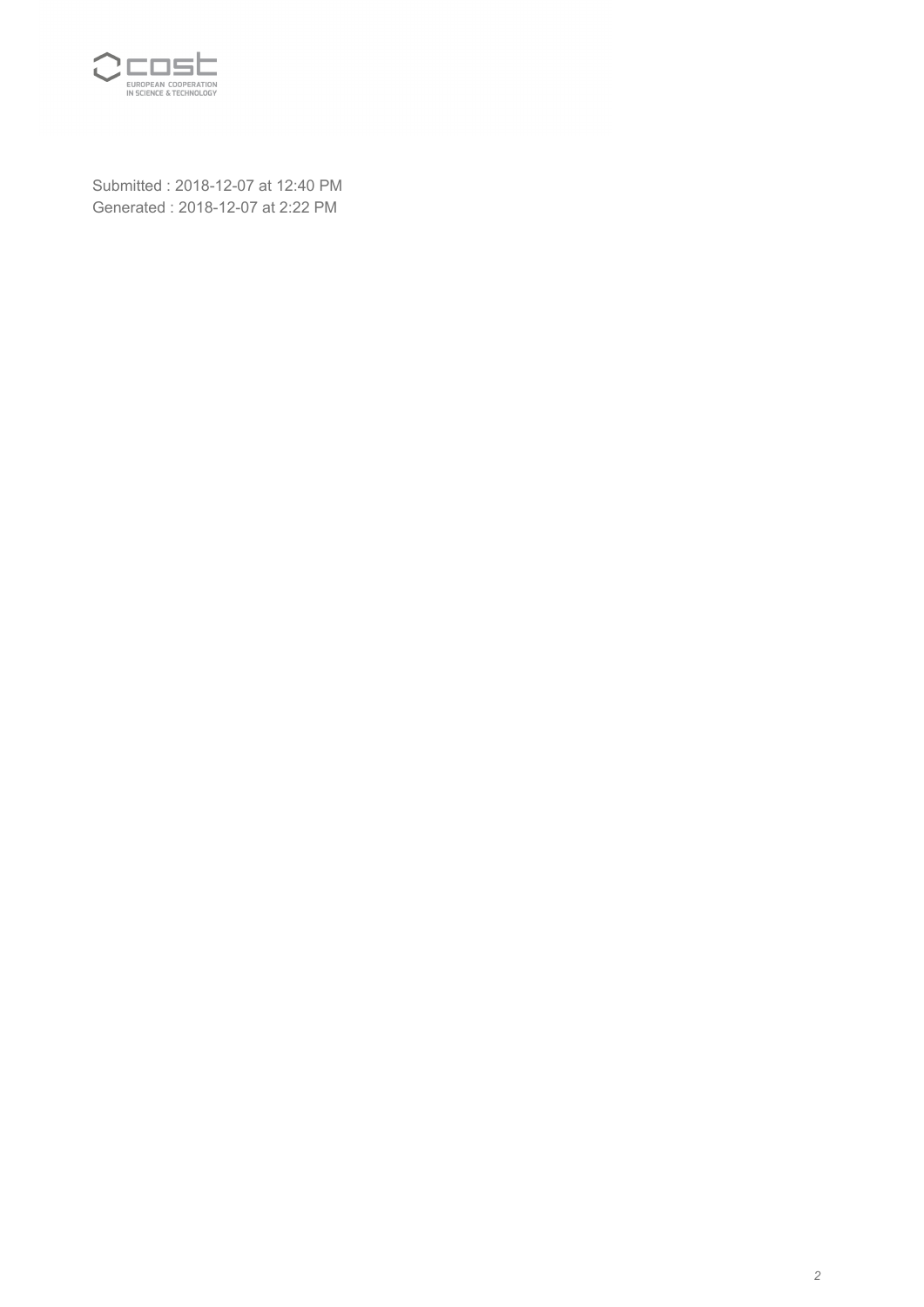Submitted : 2018-12-07 at 12:40 PM
Generated : 2018-12-07 at 2:22 PM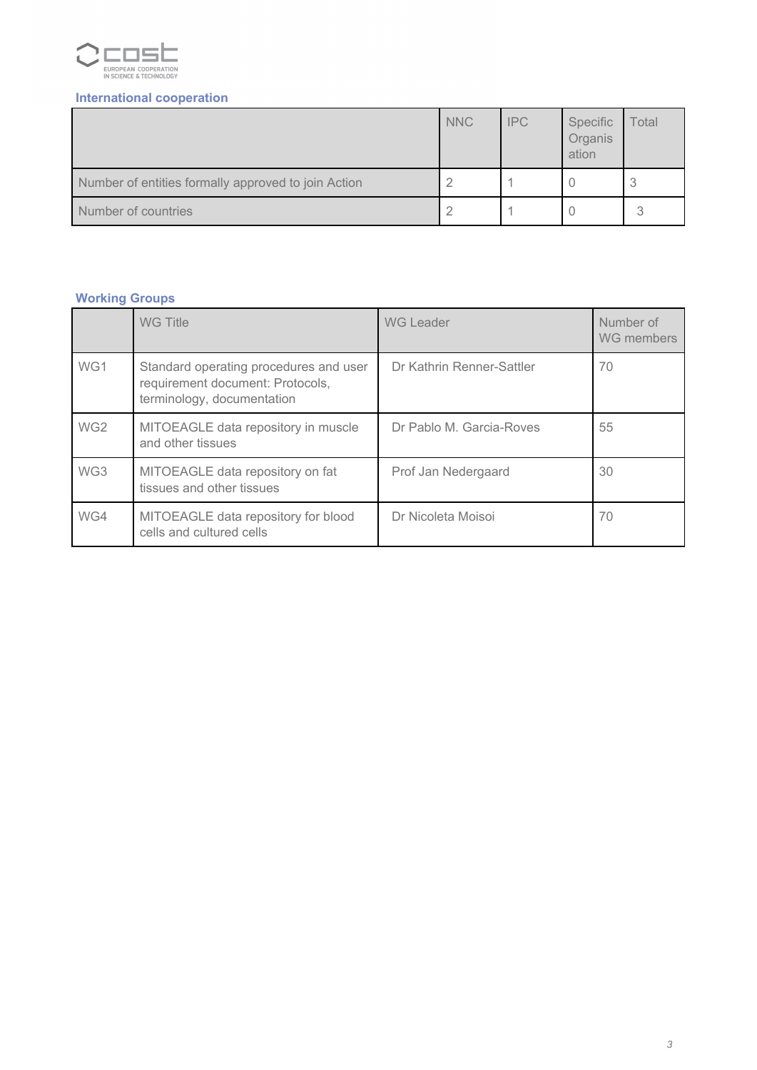### International cooperation

| | NNC | IPC | Specific Organisation | Total |
|---|---|---|---|---|
| Number of entities formally approved to join Action | 2 | 1 | 0 | 3 |
| Number of countries | 2 | 1 | 0 | 3 |

### Working Groups

| | WG Title | WG Leader | Number of WG members |
|---|---|---|---|
| WG1 | Standard operating procedures and user requirement document: Protocols, terminology, documentation | Dr Kathrin Renner-Sattler | 70 |
| WG2 | MITOEAGLE data repository in muscle and other tissues | Dr Pablo M. Garcia-Roves | 55 |
| WG3 | MITOEAGLE data repository on fat tissues and other tissues | Prof Jan Nedergaard | 30 |
| WG4 | MITOEAGLE data repository for blood cells and cultured cells | Dr Nicoleta Moisoi | 70 |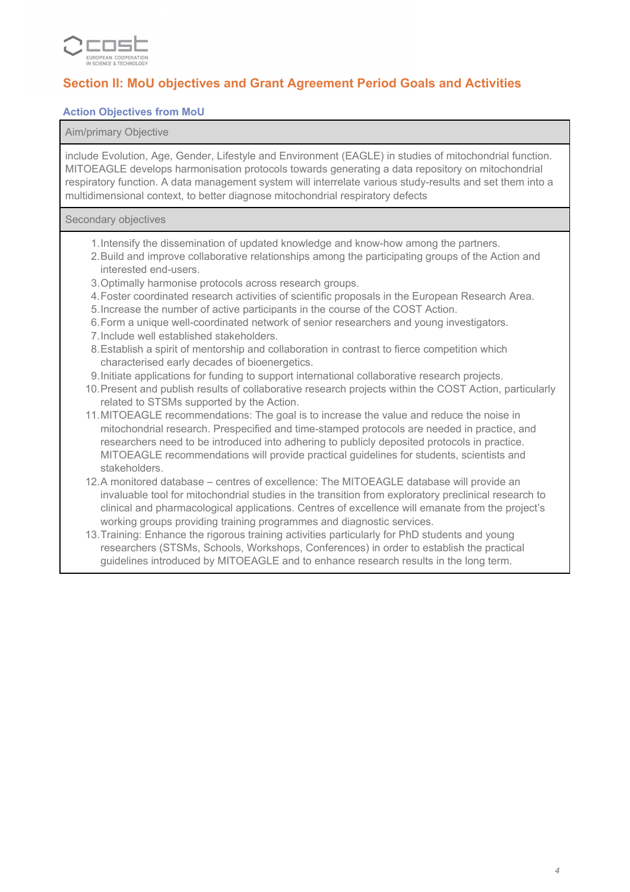## Section II: MoU objectives and Grant Agreement Period Goals and Activities

### Action Objectives from MoU

| Aim/primary Objective |
| --- |
| include Evolution, Age, Gender, Lifestyle and Environment (EAGLE) in studies of mitochondrial function. MITOEAGLE develops harmonisation protocols towards generating a data repository on mitochondrial respiratory function. A data management system will interrelate various study-results and set them into a multidimensional context, to better diagnose mitochondrial respiratory defects |

**Secondary objectives**

1. Intensify the dissemination of updated knowledge and know-how among the partners.
2. Build and improve collaborative relationships among the participating groups of the Action and interested end-users.
3. Optimally harmonise protocols across research groups.
4. Foster coordinated research activities of scientific proposals in the European Research Area.
5. Increase the number of active participants in the course of the COST Action.
6. Form a unique well-coordinated network of senior researchers and young investigators.
7. Include well established stakeholders.
8. Establish a spirit of mentorship and collaboration in contrast to fierce competition which characterised early decades of bioenergetics.
9. Initiate applications for funding to support international collaborative research projects.
10. Present and publish results of collaborative research projects within the COST Action, particularly related to STSMs supported by the Action.
11. MITOEAGLE recommendations: The goal is to increase the value and reduce the noise in mitochondrial research. Prespecified and time-stamped protocols are needed in practice, and researchers need to be introduced into adhering to publicly deposited protocols in practice. MITOEAGLE recommendations will provide practical guidelines for students, scientists and stakeholders.
12. A monitored database – centres of excellence: The MITOEAGLE database will provide an invaluable tool for mitochondrial studies in the transition from exploratory preclinical research to clinical and pharmacological applications. Centres of excellence will emanate from the project's working groups providing training programmes and diagnostic services.
13. Training: Enhance the rigorous training activities particularly for PhD students and young researchers (STSMs, Schools, Workshops, Conferences) in order to establish the practical guidelines introduced by MITOEAGLE and to enhance research results in the long term.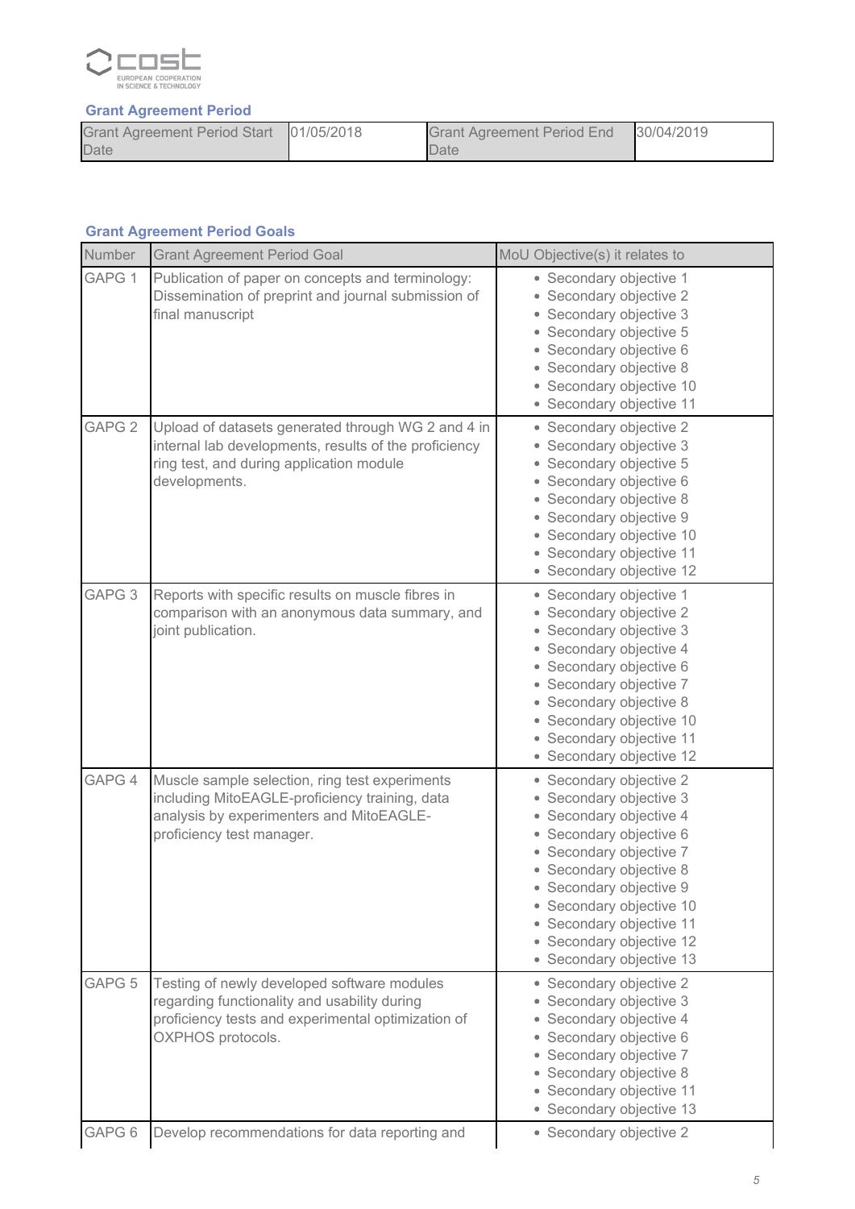### Grant Agreement Period

| Grant Agreement Period Start Date | 01/05/2018 | Grant Agreement Period End Date | 30/04/2019 |
|---|---|---|---|

### Grant Agreement Period Goals

| Number | Grant Agreement Period Goal | MoU Objective(s) it relates to |
|---|---|---|
| GAPG 1 | Publication of paper on concepts and terminology: Dissemination of preprint and journal submission of final manuscript | • Secondary objective 1<br>• Secondary objective 2<br>• Secondary objective 3<br>• Secondary objective 5<br>• Secondary objective 6<br>• Secondary objective 8<br>• Secondary objective 10<br>• Secondary objective 11 |
| GAPG 2 | Upload of datasets generated through WG 2 and 4 in internal lab developments, results of the proficiency ring test, and during application module developments. | • Secondary objective 2<br>• Secondary objective 3<br>• Secondary objective 5<br>• Secondary objective 6<br>• Secondary objective 8<br>• Secondary objective 9<br>• Secondary objective 10<br>• Secondary objective 11<br>• Secondary objective 12 |
| GAPG 3 | Reports with specific results on muscle fibres in comparison with an anonymous data summary, and joint publication. | • Secondary objective 1<br>• Secondary objective 2<br>• Secondary objective 3<br>• Secondary objective 4<br>• Secondary objective 6<br>• Secondary objective 7<br>• Secondary objective 8<br>• Secondary objective 10<br>• Secondary objective 11<br>• Secondary objective 12 |
| GAPG 4 | Muscle sample selection, ring test experiments including MitoEAGLE-proficiency training, data analysis by experimenters and MitoEAGLE-proficiency test manager. | • Secondary objective 2<br>• Secondary objective 3<br>• Secondary objective 4<br>• Secondary objective 6<br>• Secondary objective 7<br>• Secondary objective 8<br>• Secondary objective 9<br>• Secondary objective 10<br>• Secondary objective 11<br>• Secondary objective 12<br>• Secondary objective 13 |
| GAPG 5 | Testing of newly developed software modules regarding functionality and usability during proficiency tests and experimental optimization of OXPHOS protocols. | • Secondary objective 2<br>• Secondary objective 3<br>• Secondary objective 4<br>• Secondary objective 6<br>• Secondary objective 7<br>• Secondary objective 8<br>• Secondary objective 11<br>• Secondary objective 13 |
| GAPG 6 | Develop recommendations for data reporting and | • Secondary objective 2 |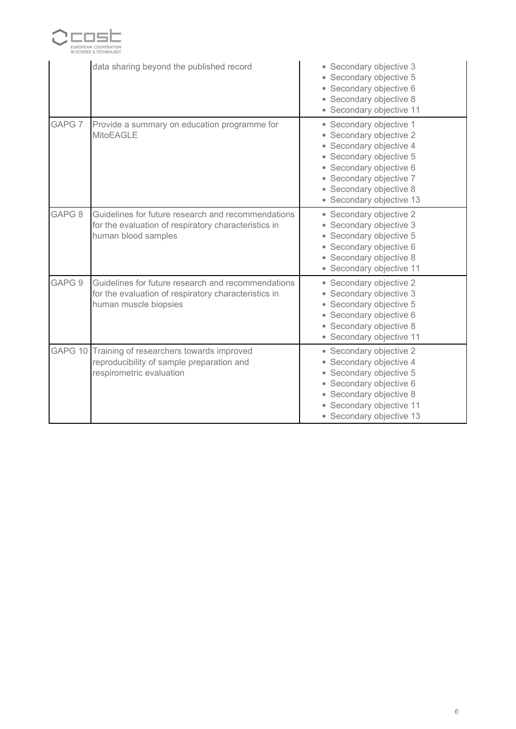| | | |
|---|---|---|
| | data sharing beyond the published record | • Secondary objective 3<br>• Secondary objective 5<br>• Secondary objective 6<br>• Secondary objective 8<br>• Secondary objective 11 |
| GAPG 7 | Provide a summary on education programme for MitoEAGLE | • Secondary objective 1<br>• Secondary objective 2<br>• Secondary objective 4<br>• Secondary objective 5<br>• Secondary objective 6<br>• Secondary objective 7<br>• Secondary objective 8<br>• Secondary objective 13 |
| GAPG 8 | Guidelines for future research and recommendations for the evaluation of respiratory characteristics in human blood samples | • Secondary objective 2<br>• Secondary objective 3<br>• Secondary objective 5<br>• Secondary objective 6<br>• Secondary objective 8<br>• Secondary objective 11 |
| GAPG 9 | Guidelines for future research and recommendations for the evaluation of respiratory characteristics in human muscle biopsies | • Secondary objective 2<br>• Secondary objective 3<br>• Secondary objective 5<br>• Secondary objective 6<br>• Secondary objective 8<br>• Secondary objective 11 |
| GAPG 10 | Training of researchers towards improved reproducibility of sample preparation and respirometric evaluation | • Secondary objective 2<br>• Secondary objective 4<br>• Secondary objective 5<br>• Secondary objective 6<br>• Secondary objective 8<br>• Secondary objective 11<br>• Secondary objective 13 |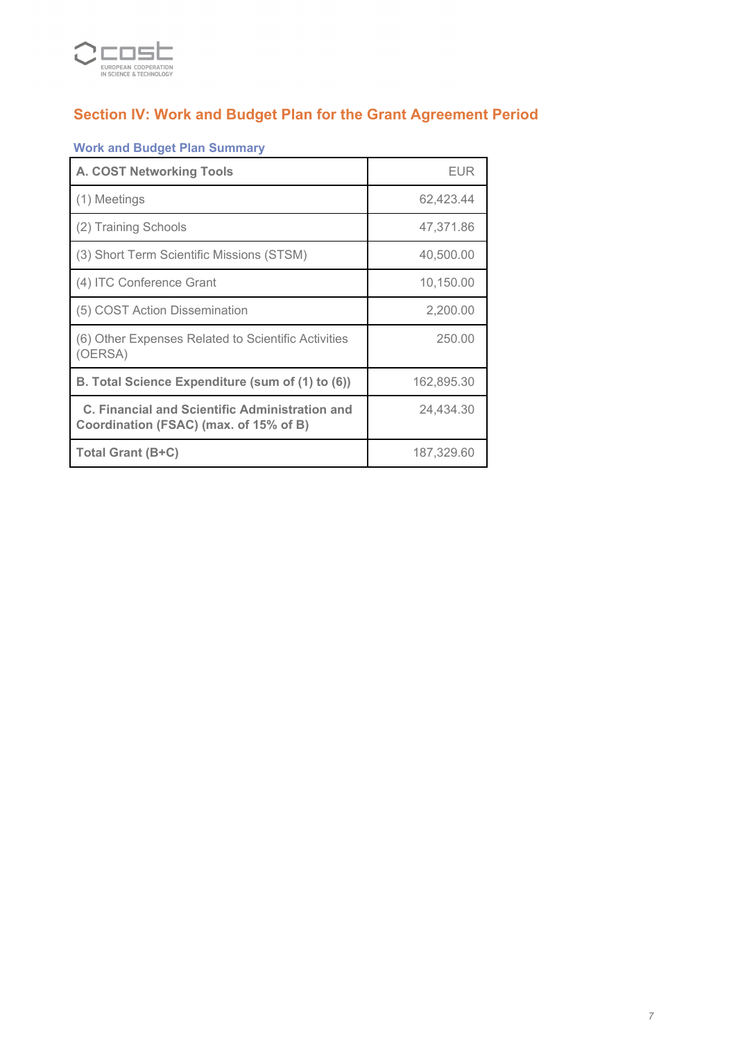## Section IV: Work and Budget Plan for the Grant Agreement Period

### Work and Budget Plan Summary

| **A. COST Networking Tools** | EUR |
|---|---|
| (1) Meetings | 62,423.44 |
| (2) Training Schools | 47,371.86 |
| (3) Short Term Scientific Missions (STSM) | 40,500.00 |
| (4) ITC Conference Grant | 10,150.00 |
| (5) COST Action Dissemination | 2,200.00 |
| (6) Other Expenses Related to Scientific Activities (OERSA) | 250.00 |
| **B. Total Science Expenditure (sum of (1) to (6))** | 162,895.30 |
| **C. Financial and Scientific Administration and Coordination (FSAC) (max. of 15% of B)** | 24,434.30 |
| **Total Grant (B+C)** | 187,329.60 |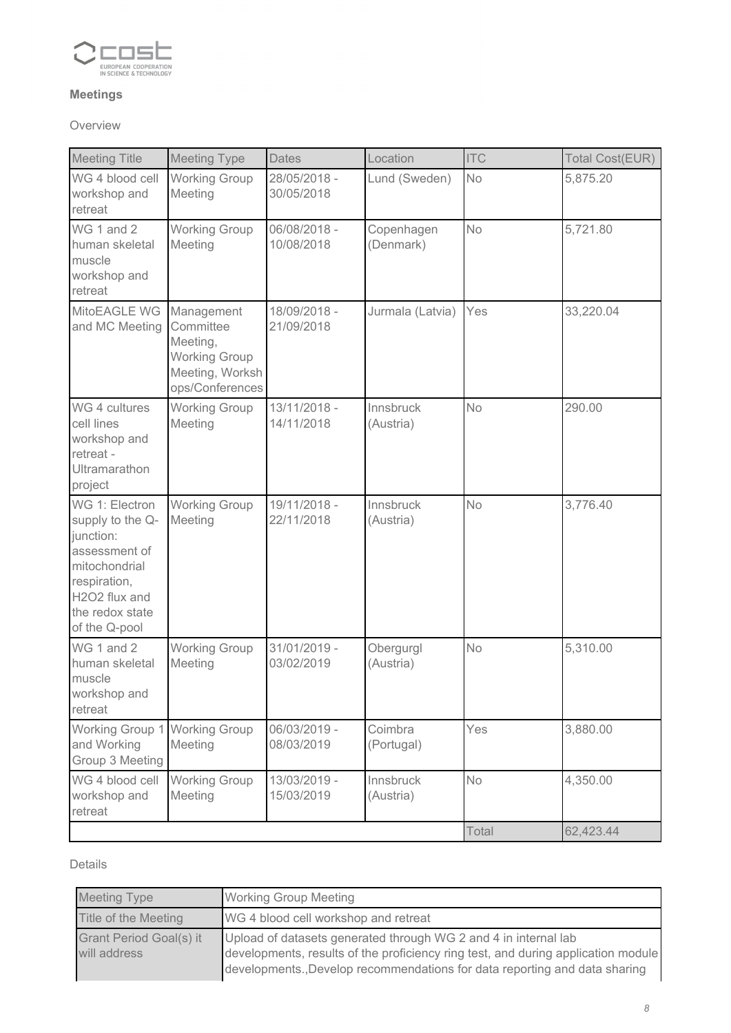**Meetings**

Overview

| Meeting Title | Meeting Type | Dates | Location | ITC | Total Cost(EUR) |
|---|---|---|---|---|---|
| WG 4 blood cell workshop and retreat | Working Group Meeting | 28/05/2018 - 30/05/2018 | Lund (Sweden) | No | 5,875.20 |
| WG 1 and 2 human skeletal muscle workshop and retreat | Working Group Meeting | 06/08/2018 - 10/08/2018 | Copenhagen (Denmark) | No | 5,721.80 |
| MitoEAGLE WG and MC Meeting | Management Committee Meeting, Working Group Meeting, Workshops/Conferences | 18/09/2018 - 21/09/2018 | Jurmala (Latvia) | Yes | 33,220.04 |
| WG 4 cultures cell lines workshop and retreat - Ultramarathon project | Working Group Meeting | 13/11/2018 - 14/11/2018 | Innsbruck (Austria) | No | 290.00 |
| WG 1: Electron supply to the Q-junction: assessment of mitochondrial respiration, $H_2O_2$ flux and the redox state of the Q-pool | Working Group Meeting | 19/11/2018 - 22/11/2018 | Innsbruck (Austria) | No | 3,776.40 |
| WG 1 and 2 human skeletal muscle workshop and retreat | Working Group Meeting | 31/01/2019 - 03/02/2019 | Obergurgl (Austria) | No | 5,310.00 |
| Working Group 1 and Working Group 3 Meeting | Working Group Meeting | 06/03/2019 - 08/03/2019 | Coimbra (Portugal) | Yes | 3,880.00 |
| WG 4 blood cell workshop and retreat | Working Group Meeting | 13/03/2019 - 15/03/2019 | Innsbruck (Austria) | No | 4,350.00 |
| | | | | Total | 62,423.44 |

Details

| Meeting Type | Working Group Meeting |
|---|---|
| Title of the Meeting | WG 4 blood cell workshop and retreat |
| Grant Period Goal(s) it will address | Upload of datasets generated through WG 2 and 4 in internal lab developments, results of the proficiency ring test, and during application module developments.,Develop recommendations for data reporting and data sharing |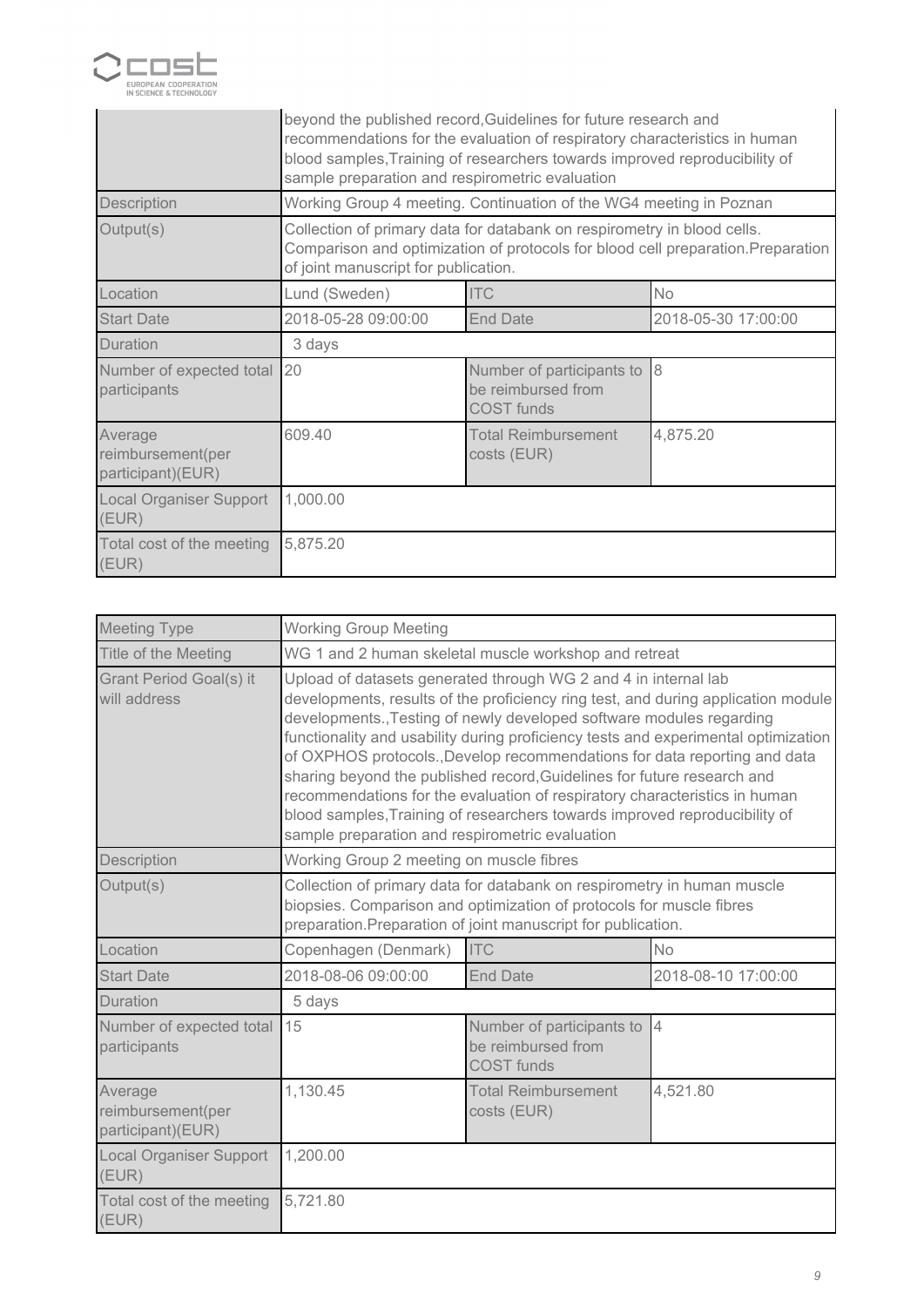| | | | |
|---|---|---|---|
| | beyond the published record,Guidelines for future research and recommendations for the evaluation of respiratory characteristics in human blood samples,Training of researchers towards improved reproducibility of sample preparation and respirometric evaluation | | |
| Description | Working Group 4 meeting. Continuation of the WG4 meeting in Poznan | | |
| Output(s) | Collection of primary data for databank on respirometry in blood cells. Comparison and optimization of protocols for blood cell preparation.Preparation of joint manuscript for publication. | | |
| Location | Lund (Sweden) | ITC | No |
| Start Date | 2018-05-28 09:00:00 | End Date | 2018-05-30 17:00:00 |
| Duration | 3 days | | |
| Number of expected total participants | 20 | Number of participants to be reimbursed from COST funds | 8 |
| Average reimbursement(per participant)(EUR) | 609.40 | Total Reimbursement costs (EUR) | 4,875.20 |
| Local Organiser Support (EUR) | 1,000.00 | | |
| Total cost of the meeting (EUR) | 5,875.20 | | |

| | | | |
|---|---|---|---|
| Meeting Type | Working Group Meeting | | |
| Title of the Meeting | WG 1 and 2 human skeletal muscle workshop and retreat | | |
| Grant Period Goal(s) it will address | Upload of datasets generated through WG 2 and 4 in internal lab developments, results of the proficiency ring test, and during application module developments.,Testing of newly developed software modules regarding functionality and usability during proficiency tests and experimental optimization of OXPHOS protocols.,Develop recommendations for data reporting and data sharing beyond the published record,Guidelines for future research and recommendations for the evaluation of respiratory characteristics in human blood samples,Training of researchers towards improved reproducibility of sample preparation and respirometric evaluation | | |
| Description | Working Group 2 meeting on muscle fibres | | |
| Output(s) | Collection of primary data for databank on respirometry in human muscle biopsies. Comparison and optimization of protocols for muscle fibres preparation.Preparation of joint manuscript for publication. | | |
| Location | Copenhagen (Denmark) | ITC | No |
| Start Date | 2018-08-06 09:00:00 | End Date | 2018-08-10 17:00:00 |
| Duration | 5 days | | |
| Number of expected total participants | 15 | Number of participants to be reimbursed from COST funds | 4 |
| Average reimbursement(per participant)(EUR) | 1,130.45 | Total Reimbursement costs (EUR) | 4,521.80 |
| Local Organiser Support (EUR) | 1,200.00 | | |
| Total cost of the meeting (EUR) | 5,721.80 | | |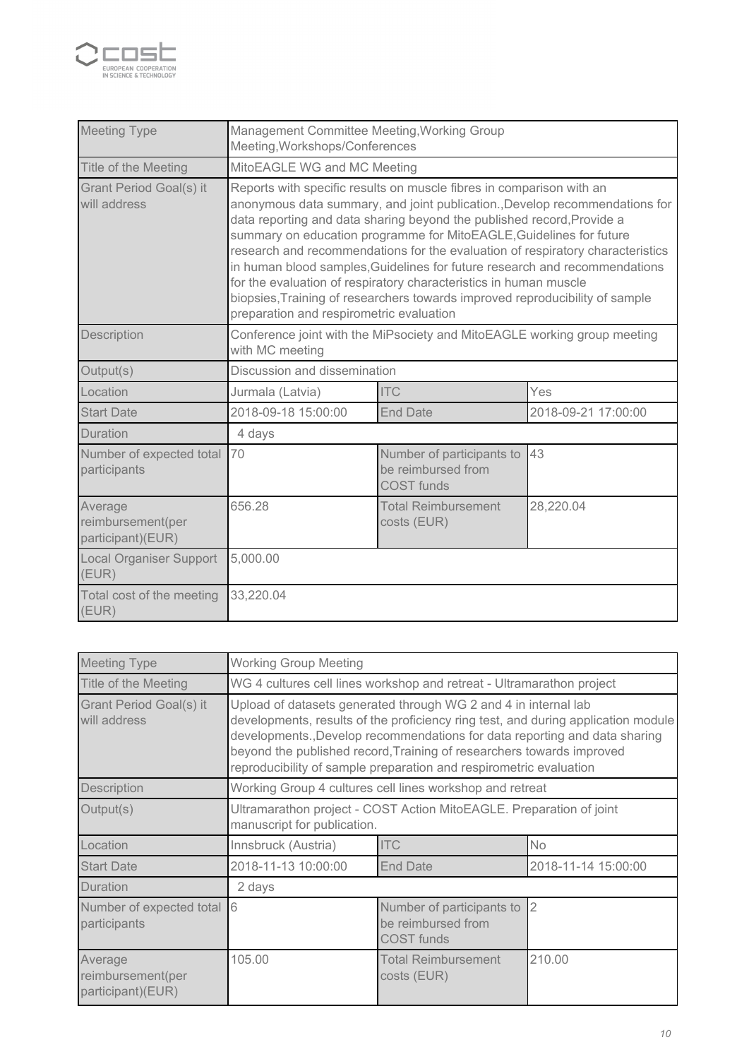| Meeting Type | Management Committee Meeting,Working Group Meeting,Workshops/Conferences | | |
|---|---|---|---|
| Title of the Meeting | MitoEAGLE WG and MC Meeting | | |
| Grant Period Goal(s) it will address | Reports with specific results on muscle fibres in comparison with an anonymous data summary, and joint publication.,Develop recommendations for data reporting and data sharing beyond the published record,Provide a summary on education programme for MitoEAGLE,Guidelines for future research and recommendations for the evaluation of respiratory characteristics in human blood samples,Guidelines for future research and recommendations for the evaluation of respiratory characteristics in human muscle biopsies,Training of researchers towards improved reproducibility of sample preparation and respirometric evaluation | | |
| Description | Conference joint with the MiPsociety and MitoEAGLE working group meeting with MC meeting | | |
| Output(s) | Discussion and dissemination | | |
| Location | Jurmala (Latvia) | ITC | Yes |
| Start Date | 2018-09-18 15:00:00 | End Date | 2018-09-21 17:00:00 |
| Duration | 4 days | | |
| Number of expected total participants | 70 | Number of participants to be reimbursed from COST funds | 43 |
| Average reimbursement(per participant)(EUR) | 656.28 | Total Reimbursement costs (EUR) | 28,220.04 |
| Local Organiser Support (EUR) | 5,000.00 | | |
| Total cost of the meeting (EUR) | 33,220.04 | | |

| Meeting Type | Working Group Meeting | | |
|---|---|---|---|
| Title of the Meeting | WG 4 cultures cell lines workshop and retreat - Ultramarathon project | | |
| Grant Period Goal(s) it will address | Upload of datasets generated through WG 2 and 4 in internal lab developments, results of the proficiency ring test, and during application module developments.,Develop recommendations for data reporting and data sharing beyond the published record,Training of researchers towards improved reproducibility of sample preparation and respirometric evaluation | | |
| Description | Working Group 4 cultures cell lines workshop and retreat | | |
| Output(s) | Ultramarathon project - COST Action MitoEAGLE. Preparation of joint manuscript for publication. | | |
| Location | Innsbruck (Austria) | ITC | No |
| Start Date | 2018-11-13 10:00:00 | End Date | 2018-11-14 15:00:00 |
| Duration | 2 days | | |
| Number of expected total participants | 6 | Number of participants to be reimbursed from COST funds | 2 |
| Average reimbursement(per participant)(EUR) | 105.00 | Total Reimbursement costs (EUR) | 210.00 |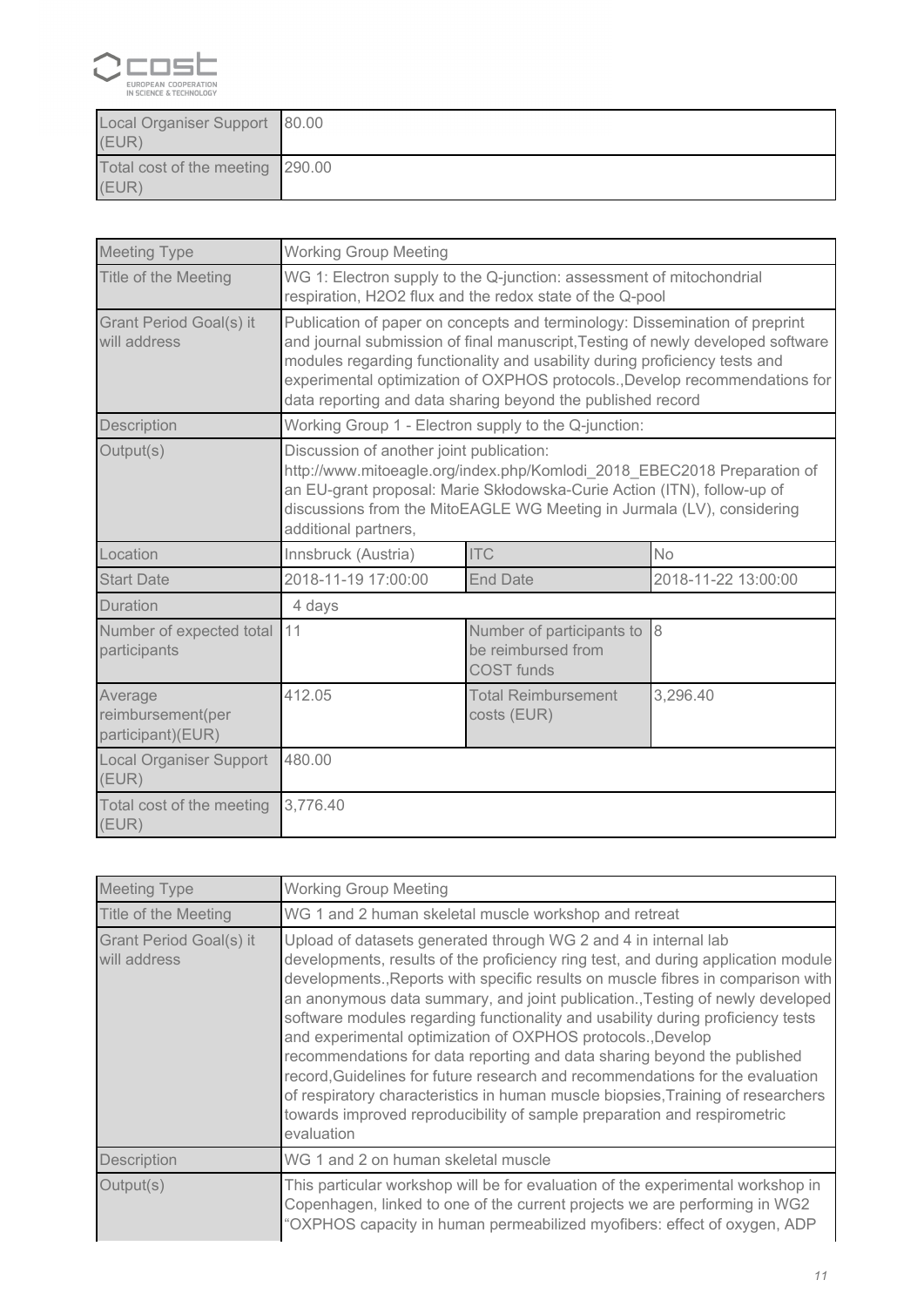| Local Organiser Support (EUR) | 80.00 |
| --- | --- |
| Total cost of the meeting (EUR) | 290.00 |

| Meeting Type | Working Group Meeting | | |
| --- | --- | --- | --- |
| Title of the Meeting | WG 1: Electron supply to the Q-junction: assessment of mitochondrial respiration, H2O2 flux and the redox state of the Q-pool | | |
| Grant Period Goal(s) it will address | Publication of paper on concepts and terminology: Dissemination of preprint and journal submission of final manuscript,Testing of newly developed software modules regarding functionality and usability during proficiency tests and experimental optimization of OXPHOS protocols.,Develop recommendations for data reporting and data sharing beyond the published record | | |
| Description | Working Group 1 - Electron supply to the Q-junction: | | |
| Output(s) | Discussion of another joint publication: http://www.mitoeagle.org/index.php/Komlodi_2018_EBEC2018 Preparation of an EU-grant proposal: Marie Skłodowska-Curie Action (ITN), follow-up of discussions from the MitoEAGLE WG Meeting in Jurmala (LV), considering additional partners, | | |
| Location | Innsbruck (Austria) | ITC | No |
| Start Date | 2018-11-19 17:00:00 | End Date | 2018-11-22 13:00:00 |
| Duration | 4 days | | |
| Number of expected total participants | 11 | Number of participants to be reimbursed from COST funds | 8 |
| Average reimbursement(per participant)(EUR) | 412.05 | Total Reimbursement costs (EUR) | 3,296.40 |
| Local Organiser Support (EUR) | 480.00 | | |
| Total cost of the meeting (EUR) | 3,776.40 | | |

| Meeting Type | Working Group Meeting |
| --- | --- |
| Title of the Meeting | WG 1 and 2 human skeletal muscle workshop and retreat |
| Grant Period Goal(s) it will address | Upload of datasets generated through WG 2 and 4 in internal lab developments, results of the proficiency ring test, and during application module developments.,Reports with specific results on muscle fibres in comparison with an anonymous data summary, and joint publication.,Testing of newly developed software modules regarding functionality and usability during proficiency tests and experimental optimization of OXPHOS protocols.,Develop recommendations for data reporting and data sharing beyond the published record,Guidelines for future research and recommendations for the evaluation of respiratory characteristics in human muscle biopsies,Training of researchers towards improved reproducibility of sample preparation and respirometric evaluation |
| Description | WG 1 and 2 on human skeletal muscle |
| Output(s) | This particular workshop will be for evaluation of the experimental workshop in Copenhagen, linked to one of the current projects we are performing in WG2 “OXPHOS capacity in human permeabilized myofibers: effect of oxygen, ADP |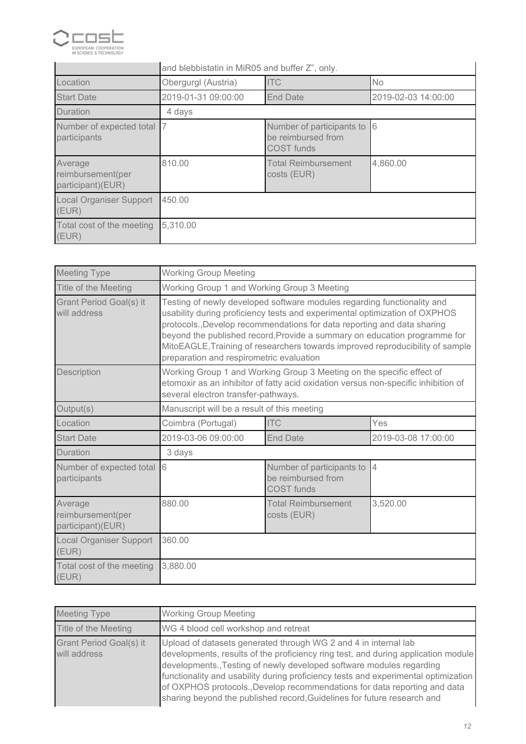| | and blebbistatin in MiR05 and buffer Z", only. | | |
|---|---|---|---|
| Location | Obergurgl (Austria) | ITC | No |
| Start Date | 2019-01-31 09:00:00 | End Date | 2019-02-03 14:00:00 |
| Duration | 4 days | | |
| Number of expected total participants | 7 | Number of participants to be reimbursed from COST funds | 6 |
| Average reimbursement(per participant)(EUR) | 810.00 | Total Reimbursement costs (EUR) | 4,860.00 |
| Local Organiser Support (EUR) | 450.00 | | |
| Total cost of the meeting (EUR) | 5,310.00 | | |

| Meeting Type | Working Group Meeting | | |
|---|---|---|---|
| Title of the Meeting | Working Group 1 and Working Group 3 Meeting | | |
| Grant Period Goal(s) it will address | Testing of newly developed software modules regarding functionality and usability during proficiency tests and experimental optimization of OXPHOS protocols.,Develop recommendations for data reporting and data sharing beyond the published record,Provide a summary on education programme for MitoEAGLE,Training of researchers towards improved reproducibility of sample preparation and respirometric evaluation | | |
| Description | Working Group 1 and Working Group 3 Meeting on the specific effect of etomoxir as an inhibitor of fatty acid oxidation versus non-specific inhibition of several electron transfer-pathways. | | |
| Output(s) | Manuscript will be a result of this meeting | | |
| Location | Coimbra (Portugal) | ITC | Yes |
| Start Date | 2019-03-06 09:00:00 | End Date | 2019-03-08 17:00:00 |
| Duration | 3 days | | |
| Number of expected total participants | 6 | Number of participants to be reimbursed from COST funds | 4 |
| Average reimbursement(per participant)(EUR) | 880.00 | Total Reimbursement costs (EUR) | 3,520.00 |
| Local Organiser Support (EUR) | 360.00 | | |
| Total cost of the meeting (EUR) | 3,880.00 | | |

| Meeting Type | Working Group Meeting |
|---|---|
| Title of the Meeting | WG 4 blood cell workshop and retreat |
| Grant Period Goal(s) it will address | Upload of datasets generated through WG 2 and 4 in internal lab developments, results of the proficiency ring test, and during application module developments.,Testing of newly developed software modules regarding functionality and usability during proficiency tests and experimental optimization of OXPHOS protocols.,Develop recommendations for data reporting and data sharing beyond the published record,Guidelines for future research and |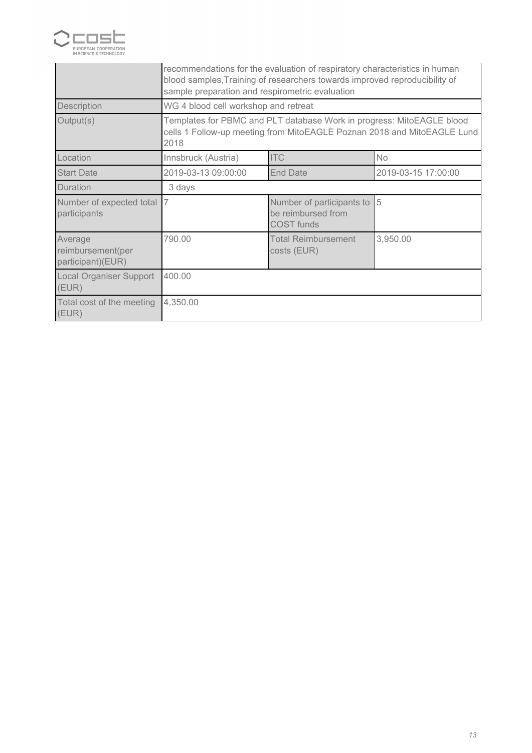| | | | |
|---|---|---|---|
| | recommendations for the evaluation of respiratory characteristics in human blood samples,Training of researchers towards improved reproducibility of sample preparation and respirometric evaluation | | |
| Description | WG 4 blood cell workshop and retreat | | |
| Output(s) | Templates for PBMC and PLT database Work in progress: MitoEAGLE blood cells 1 Follow-up meeting from MitoEAGLE Poznan 2018 and MitoEAGLE Lund 2018 | | |
| Location | Innsbruck (Austria) | ITC | No |
| Start Date | 2019-03-13 09:00:00 | End Date | 2019-03-15 17:00:00 |
| Duration | 3 days | | |
| Number of expected total participants | 7 | Number of participants to be reimbursed from COST funds | 5 |
| Average reimbursement(per participant)(EUR) | 790.00 | Total Reimbursement costs (EUR) | 3,950.00 |
| Local Organiser Support (EUR) | 400.00 | | |
| Total cost of the meeting (EUR) | 4,350.00 | | |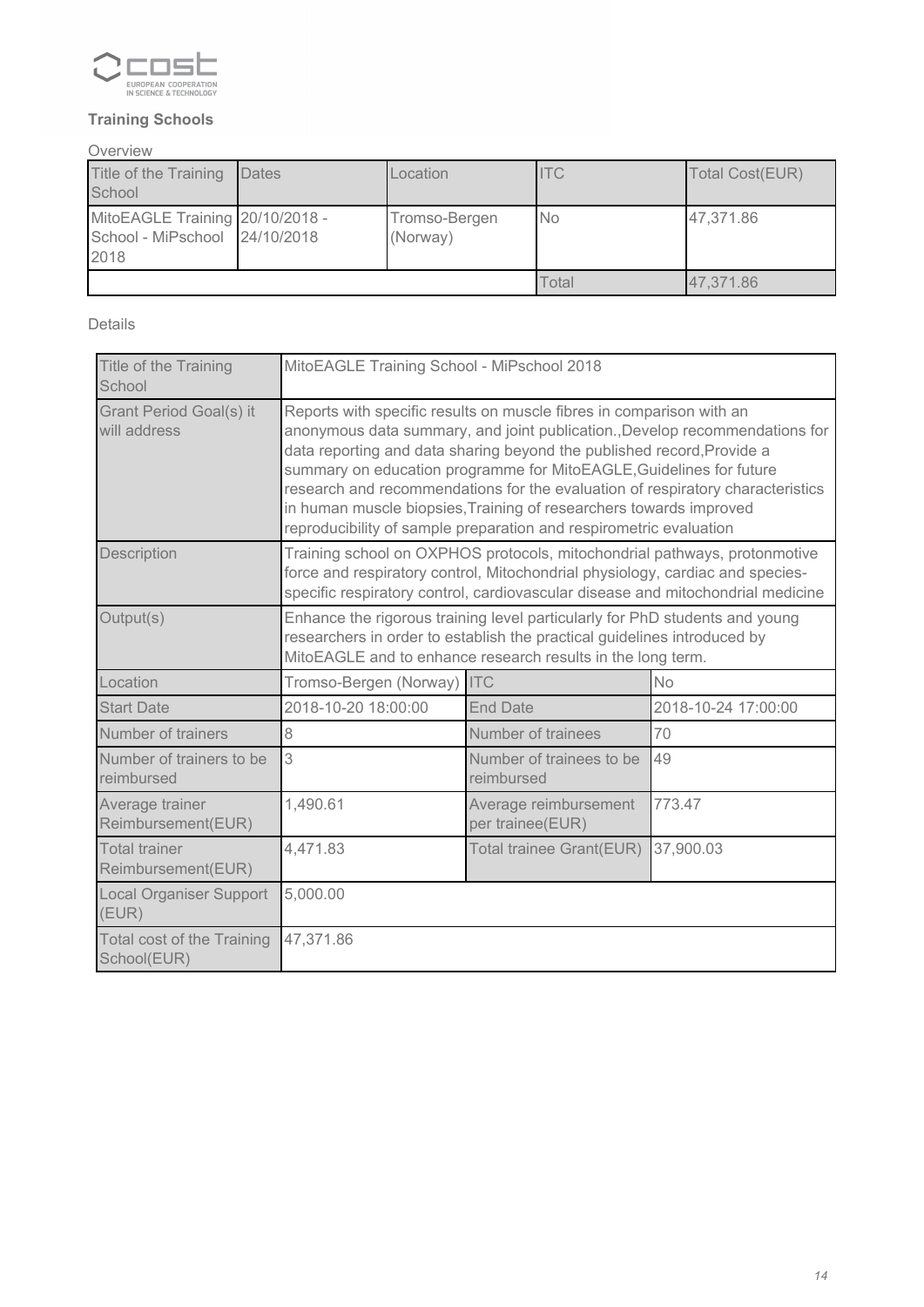### Training Schools

Overview

| Title of the Training School | Dates | Location | ITC | Total Cost(EUR) |
|---|---|---|---|---|
| MitoEAGLE Training School - MiPschool 2018 | 20/10/2018 - 24/10/2018 | Tromso-Bergen (Norway) | No | 47,371.86 |
| | | | Total | 47,371.86 |

Details

| Title of the Training School | MitoEAGLE Training School - MiPschool 2018 | | |
|---|---|---|---|
| Grant Period Goal(s) it will address | Reports with specific results on muscle fibres in comparison with an anonymous data summary, and joint publication.,Develop recommendations for data reporting and data sharing beyond the published record,Provide a summary on education programme for MitoEAGLE,Guidelines for future research and recommendations for the evaluation of respiratory characteristics in human muscle biopsies,Training of researchers towards improved reproducibility of sample preparation and respirometric evaluation | | |
| Description | Training school on OXPHOS protocols, mitochondrial pathways, protonmotive force and respiratory control, Mitochondrial physiology, cardiac and species-specific respiratory control, cardiovascular disease and mitochondrial medicine | | |
| Output(s) | Enhance the rigorous training level particularly for PhD students and young researchers in order to establish the practical guidelines introduced by MitoEAGLE and to enhance research results in the long term. | | |
| Location | Tromso-Bergen (Norway) | ITC | No |
| Start Date | 2018-10-20 18:00:00 | End Date | 2018-10-24 17:00:00 |
| Number of trainers | 8 | Number of trainees | 70 |
| Number of trainers to be reimbursed | 3 | Number of trainees to be reimbursed | 49 |
| Average trainer Reimbursement(EUR) | 1,490.61 | Average reimbursement per trainee(EUR) | 773.47 |
| Total trainer Reimbursement(EUR) | 4,471.83 | Total trainee Grant(EUR) | 37,900.03 |
| Local Organiser Support (EUR) | 5,000.00 | | |
| Total cost of the Training School(EUR) | 47,371.86 | | |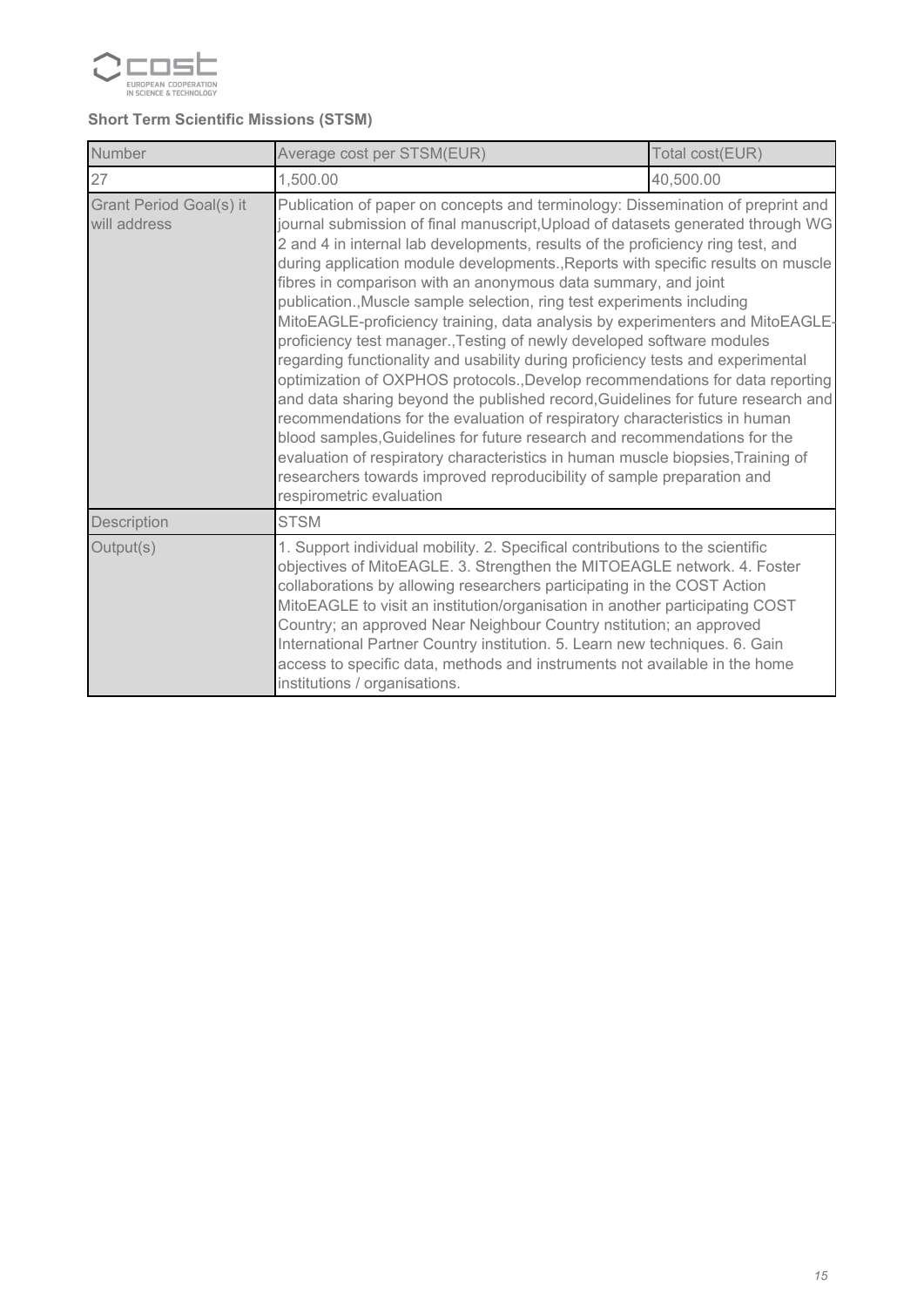**Short Term Scientific Missions (STSM)**

| Number | Average cost per STSM(EUR) | Total cost(EUR) |
|---|---|---|
| 27 | 1,500.00 | 40,500.00 |
| Grant Period Goal(s) it will address | Publication of paper on concepts and terminology: Dissemination of preprint and journal submission of final manuscript,Upload of datasets generated through WG 2 and 4 in internal lab developments, results of the proficiency ring test, and during application module developments.,Reports with specific results on muscle fibres in comparison with an anonymous data summary, and joint publication.,Muscle sample selection, ring test experiments including MitoEAGLE-proficiency training, data analysis by experimenters and MitoEAGLE-proficiency test manager.,Testing of newly developed software modules regarding functionality and usability during proficiency tests and experimental optimization of OXPHOS protocols.,Develop recommendations for data reporting and data sharing beyond the published record,Guidelines for future research and recommendations for the evaluation of respiratory characteristics in human blood samples,Guidelines for future research and recommendations for the evaluation of respiratory characteristics in human muscle biopsies,Training of researchers towards improved reproducibility of sample preparation and respirometric evaluation | |
| Description | STSM | |
| Output(s) | 1. Support individual mobility. 2. Specifical contributions to the scientific objectives of MitoEAGLE. 3. Strengthen the MITOEAGLE network. 4. Foster collaborations by allowing researchers participating in the COST Action MitoEAGLE to visit an institution/organisation in another participating COST Country; an approved Near Neighbour Country nstitution; an approved International Partner Country institution. 5. Learn new techniques. 6. Gain access to specific data, methods and instruments not available in the home institutions / organisations. | |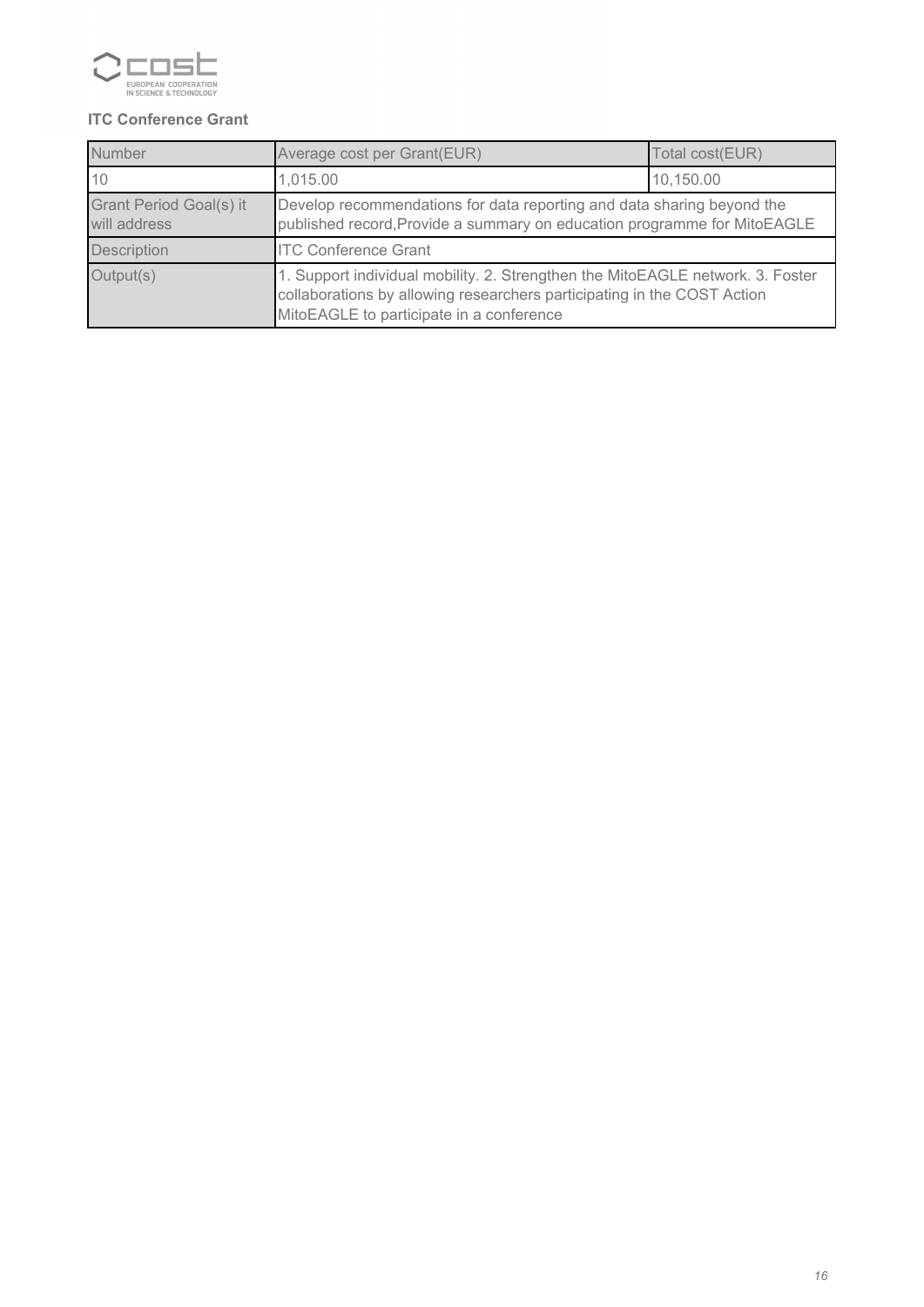**ITC Conference Grant**

| Number | Average cost per Grant(EUR) | Total cost(EUR) |
|---|---|---|
| 10 | 1,015.00 | 10,150.00 |
| Grant Period Goal(s) it will address | Develop recommendations for data reporting and data sharing beyond the published record,Provide a summary on education programme for MitoEAGLE | |
| Description | ITC Conference Grant | |
| Output(s) | 1. Support individual mobility. 2. Strengthen the MitoEAGLE network. 3. Foster collaborations by allowing researchers participating in the COST Action MitoEAGLE to participate in a conference | |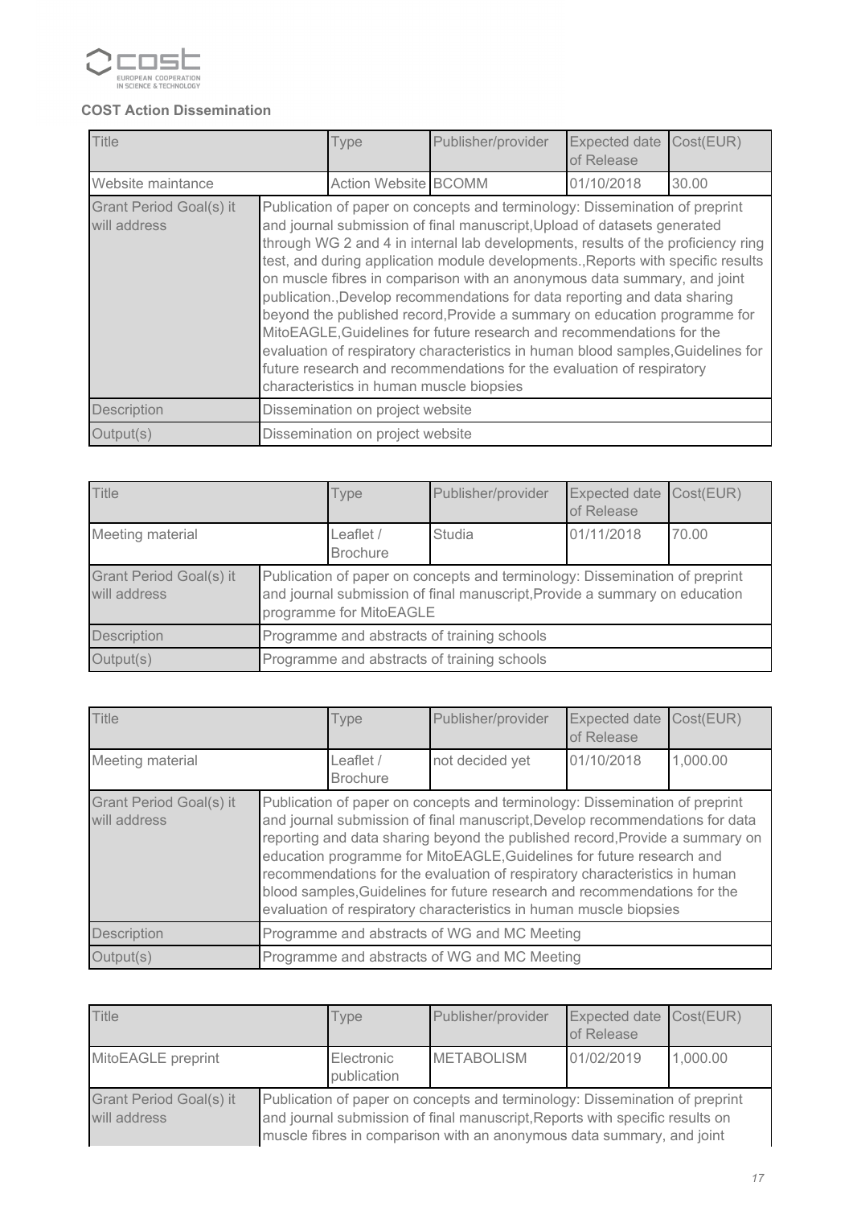**COST Action Dissemination**

| Title | | Type | Publisher/provider | Expected date of Release | Cost(EUR) |
|---|---|---|---|---|---|
| Website maintance | | Action Website | BCOMM | 01/10/2018 | 30.00 |
| Grant Period Goal(s) it will address | Publication of paper on concepts and terminology: Dissemination of preprint and journal submission of final manuscript,Upload of datasets generated through WG 2 and 4 in internal lab developments, results of the proficiency ring test, and during application module developments.,Reports with specific results on muscle fibres in comparison with an anonymous data summary, and joint publication.,Develop recommendations for data reporting and data sharing beyond the published record,Provide a summary on education programme for MitoEAGLE,Guidelines for future research and recommendations for the evaluation of respiratory characteristics in human blood samples,Guidelines for future research and recommendations for the evaluation of respiratory characteristics in human muscle biopsies | | | | |
| Description | Dissemination on project website | | | | |
| Output(s) | Dissemination on project website | | | | |

| Title | | Type | Publisher/provider | Expected date of Release | Cost(EUR) |
|---|---|---|---|---|---|
| Meeting material | | Leaflet / Brochure | Studia | 01/11/2018 | 70.00 |
| Grant Period Goal(s) it will address | Publication of paper on concepts and terminology: Dissemination of preprint and journal submission of final manuscript,Provide a summary on education programme for MitoEAGLE | | | | |
| Description | Programme and abstracts of training schools | | | | |
| Output(s) | Programme and abstracts of training schools | | | | |

| Title | | Type | Publisher/provider | Expected date of Release | Cost(EUR) |
|---|---|---|---|---|---|
| Meeting material | | Leaflet / Brochure | not decided yet | 01/10/2018 | 1,000.00 |
| Grant Period Goal(s) it will address | Publication of paper on concepts and terminology: Dissemination of preprint and journal submission of final manuscript,Develop recommendations for data reporting and data sharing beyond the published record,Provide a summary on education programme for MitoEAGLE,Guidelines for future research and recommendations for the evaluation of respiratory characteristics in human blood samples,Guidelines for future research and recommendations for the evaluation of respiratory characteristics in human muscle biopsies | | | | |
| Description | Programme and abstracts of WG and MC Meeting | | | | |
| Output(s) | Programme and abstracts of WG and MC Meeting | | | | |

| Title | | Type | Publisher/provider | Expected date of Release | Cost(EUR) |
|---|---|---|---|---|---|
| MitoEAGLE preprint | | Electronic publication | METABOLISM | 01/02/2019 | 1,000.00 |
| Grant Period Goal(s) it will address | Publication of paper on concepts and terminology: Dissemination of preprint and journal submission of final manuscript,Reports with specific results on muscle fibres in comparison with an anonymous data summary, and joint | | | | |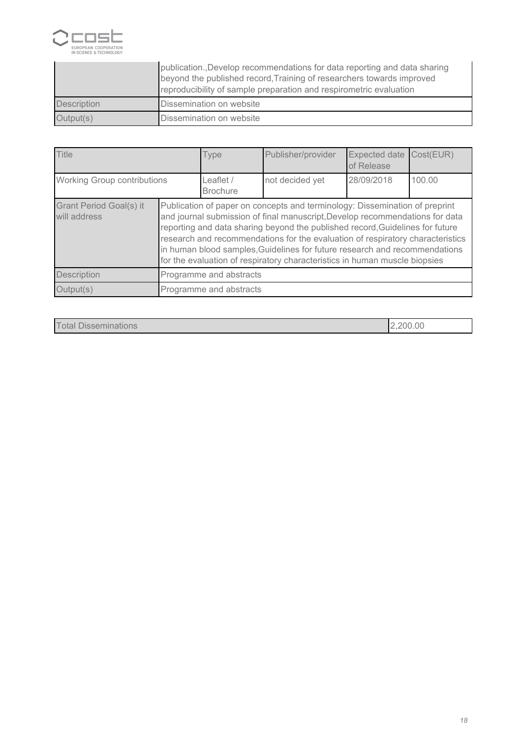| | |
|---|---|
| | publication.,Develop recommendations for data reporting and data sharing beyond the published record,Training of researchers towards improved reproducibility of sample preparation and respirometric evaluation |
| Description | Dissemination on website |
| Output(s) | Dissemination on website |

| Title | | Type | Publisher/provider | Expected date of Release | Cost(EUR) |
|---|---|---|---|---|---|
| Working Group contributions | | Leaflet / Brochure | not decided yet | 28/09/2018 | 100.00 |
| Grant Period Goal(s) it will address | Publication of paper on concepts and terminology: Dissemination of preprint and journal submission of final manuscript,Develop recommendations for data reporting and data sharing beyond the published record,Guidelines for future research and recommendations for the evaluation of respiratory characteristics in human blood samples,Guidelines for future research and recommendations for the evaluation of respiratory characteristics in human muscle biopsies | | | | |
| Description | Programme and abstracts | | | | |
| Output(s) | Programme and abstracts | | | | |

| Total Disseminations | 2,200.00 |
|---|---|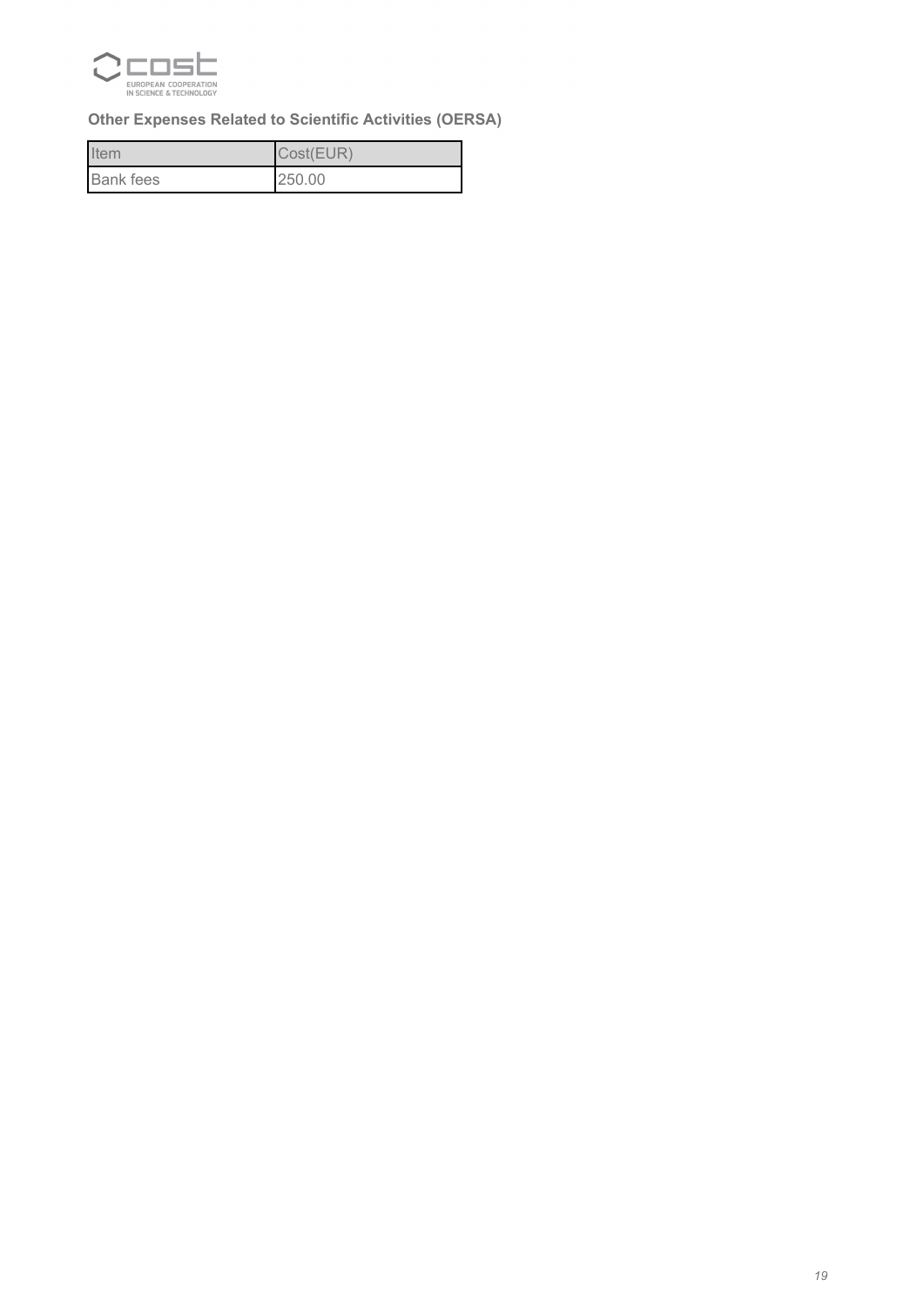**Other Expenses Related to Scientific Activities (OERSA)**

| Item | Cost(EUR) |
| --- | --- |
| Bank fees | 250.00 |